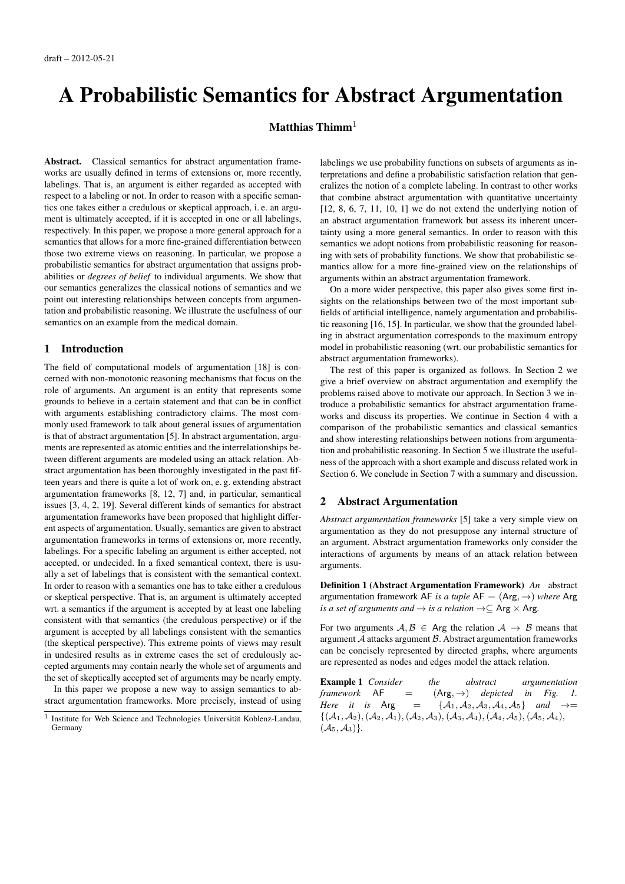draft – 2012-05-21

# A Probabilistic Semantics for Abstract Argumentation

**Matthias Thimm**[1]

**Abstract.** Classical semantics for abstract argumentation frameworks are usually defined in terms of extensions or, more recently, labelings. That is, an argument is either regarded as accepted with respect to a labeling or not. In order to reason with a specific semantics one takes either a credulous or skeptical approach, i. e. an argument is ultimately accepted, if it is accepted in one or all labelings, respectively. In this paper, we propose a more general approach for a semantics that allows for a more fine-grained differentiation between those two extreme views on reasoning. In particular, we propose a probabilistic semantics for abstract argumentation that assigns probabilities or *degrees of belief* to individual arguments. We show that our semantics generalizes the classical notions of semantics and we point out interesting relationships between concepts from argumentation and probabilistic reasoning. We illustrate the usefulness of our semantics on an example from the medical domain.

## 1 Introduction

The field of computational models of argumentation [18] is concerned with non-monotonic reasoning mechanisms that focus on the role of arguments. An argument is an entity that represents some grounds to believe in a certain statement and that can be in conflict with arguments establishing contradictory claims. The most commonly used framework to talk about general issues of argumentation is that of abstract argumentation [5]. In abstract argumentation, arguments are represented as atomic entities and the interrelationships between different arguments are modeled using an attack relation. Abstract argumentation has been thoroughly investigated in the past fifteen years and there is quite a lot of work on, e. g. extending abstract argumentation frameworks [8, 12, 7] and, in particular, semantical issues [3, 4, 2, 19]. Several different kinds of semantics for abstract argumentation frameworks have been proposed that highlight different aspects of argumentation. Usually, semantics are given to abstract argumentation frameworks in terms of extensions or, more recently, labelings. For a specific labeling an argument is either accepted, not accepted, or undecided. In a fixed semantical context, there is usually a set of labelings that is consistent with the semantical context. In order to reason with a semantics one has to take either a credulous or skeptical perspective. That is, an argument is ultimately accepted wrt. a semantics if the argument is accepted by at least one labeling consistent with that semantics (the credulous perspective) or if the argument is accepted by all labelings consistent with the semantics (the skeptical perspective). This extreme points of views may result in undesired results as in extreme cases the set of credulously accepted arguments may contain nearly the whole set of arguments and the set of skeptically accepted set of arguments may be nearly empty.

In this paper we propose a new way to assign semantics to abstract argumentation frameworks. More precisely, instead of using labelings we use probability functions on subsets of arguments as interpretations and define a probabilistic satisfaction relation that generalizes the notion of a complete labeling. In contrast to other works that combine abstract argumentation with quantitative uncertainty [12, 8, 6, 7, 11, 10, 1] we do not extend the underlying notion of an abstract argumentation framework but assess its inherent uncertainty using a more general semantics. In order to reason with this semantics we adopt notions from probabilistic reasoning for reasoning with sets of probability functions. We show that probabilistic semantics allow for a more fine-grained view on the relationships of arguments within an abstract argumentation framework.

On a more wider perspective, this paper also gives some first insights on the relationships between two of the most important subfields of artificial intelligence, namely argumentation and probabilistic reasoning [16, 15]. In particular, we show that the grounded labeling in abstract argumentation corresponds to the maximum entropy model in probabilistic reasoning (wrt. our probabilistic semantics for abstract argumentation frameworks).

The rest of this paper is organized as follows. In Section 2 we give a brief overview on abstract argumentation and exemplify the problems raised above to motivate our approach. In Section 3 we introduce a probabilistic semantics for abstract argumentation frameworks and discuss its properties. We continue in Section 4 with a comparison of the probabilistic semantics and classical semantics and show interesting relationships between notions from argumentation and probabilistic reasoning. In Section 5 we illustrate the usefulness of the approach with a short example and discuss related work in Section 6. We conclude in Section 7 with a summary and discussion.

## 2 Abstract Argumentation

*Abstract argumentation frameworks* [5] take a very simple view on argumentation as they do not presuppose any internal structure of an argument. Abstract argumentation frameworks only consider the interactions of arguments by means of an attack relation between arguments.

**Definition 1 (Abstract Argumentation Framework)** *An* abstract argumentation framework $\mathsf{AF}$ *is a tuple* $\mathsf{AF} = (\mathsf{Arg}, \rightarrow)$ *where* $\mathsf{Arg}$ *is a set of arguments and* $\rightarrow$ *is a relation* $\rightarrow \subseteq \mathsf{Arg} \times \mathsf{Arg}$.

For two arguments $\mathcal{A}, \mathcal{B} \in \mathsf{Arg}$ the relation $\mathcal{A} \rightarrow \mathcal{B}$ means that argument $\mathcal{A}$ attacks argument $\mathcal{B}$. Abstract argumentation frameworks can be concisely represented by directed graphs, where arguments are represented as nodes and edges model the attack relation.

**Example 1** *Consider the abstract argumentation framework* $\mathsf{AF} = (\mathsf{Arg}, \rightarrow)$ *depicted in Fig. 1. Here it is* $\mathsf{Arg} = \{\mathcal{A}_1, \mathcal{A}_2, \mathcal{A}_3, \mathcal{A}_4, \mathcal{A}_5\}$ *and* $\rightarrow = \{(\mathcal{A}_1, \mathcal{A}_2), (\mathcal{A}_2, \mathcal{A}_1), (\mathcal{A}_2, \mathcal{A}_3), (\mathcal{A}_3, \mathcal{A}_4), (\mathcal{A}_4, \mathcal{A}_5), (\mathcal{A}_5, \mathcal{A}_4), (\mathcal{A}_5, \mathcal{A}_3)\}$.

[1] Institute for Web Science and Technologies Universität Koblenz-Landau, Germany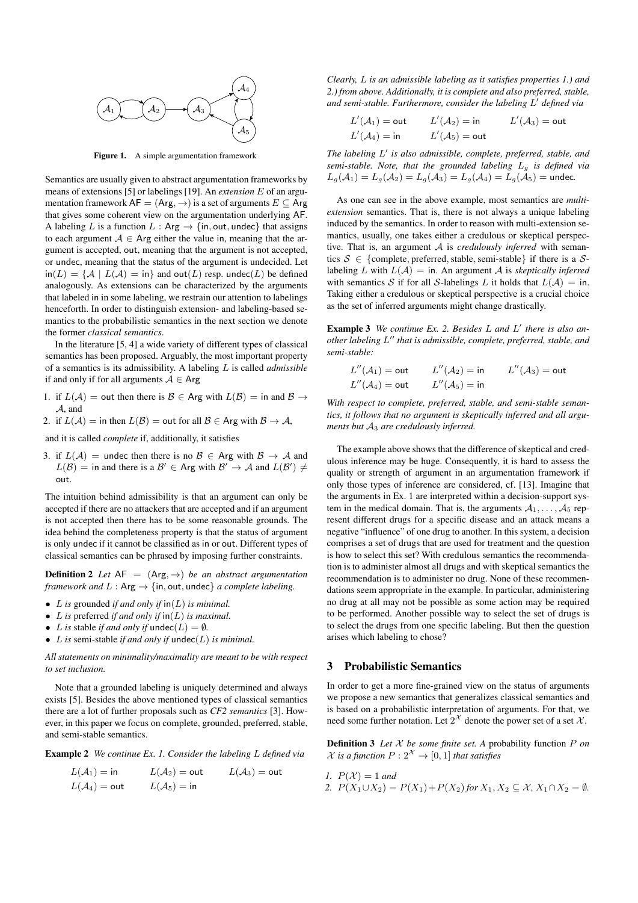Figure 1. A simple argumentation framework

Semantics are usually given to abstract argumentation frameworks by means of extensions [5] or labelings [19]. An *extension* $E$ of an argumentation framework $\mathsf{AF} = (\mathsf{Arg}, \rightarrow)$ is a set of arguments $E \subseteq \mathsf{Arg}$ that gives some coherent view on the argumentation underlying $\mathsf{AF}$. A labeling $L$ is a function $L : \mathsf{Arg} \rightarrow \{\mathsf{in}, \mathsf{out}, \mathsf{undec}\}$ that assigns to each argument $\mathcal{A} \in \mathsf{Arg}$ either the value in, meaning that the argument is accepted, out, meaning that the argument is not accepted, or undec, meaning that the status of the argument is undecided. Let $\mathsf{in}(L) = \{\mathcal{A} \mid L(\mathcal{A}) = \mathsf{in}\}$ and $\mathsf{out}(L)$ resp. $\mathsf{undec}(L)$ be defined analogously. As extensions can be characterized by the arguments that labeled in in some labeling, we restrain our attention to labelings henceforth. In order to distinguish extension- and labeling-based semantics to the probabilistic semantics in the next section we denote the former *classical semantics*.

In the literature [5, 4] a wide variety of different types of classical semantics has been proposed. Arguably, the most important property of a semantics is its admissibility. A labeling $L$ is called *admissible* if and only if for all arguments $\mathcal{A} \in \mathsf{Arg}$

1. if $L(\mathcal{A}) = \mathsf{out}$ then there is $\mathcal{B} \in \mathsf{Arg}$ with $L(\mathcal{B}) = \mathsf{in}$ and $\mathcal{B} \rightarrow \mathcal{A}$, and
2. if $L(\mathcal{A}) = \mathsf{in}$ then $L(\mathcal{B}) = \mathsf{out}$ for all $\mathcal{B} \in \mathsf{Arg}$ with $\mathcal{B} \rightarrow \mathcal{A}$,

and it is called *complete* if, additionally, it satisfies

3. if $L(\mathcal{A}) = \mathsf{undec}$ then there is no $\mathcal{B} \in \mathsf{Arg}$ with $\mathcal{B} \rightarrow \mathcal{A}$ and $L(\mathcal{B}) = \mathsf{in}$ and there is a $\mathcal{B}' \in \mathsf{Arg}$ with $\mathcal{B}' \rightarrow \mathcal{A}$ and $L(\mathcal{B}') \neq \mathsf{out}$.

The intuition behind admissibility is that an argument can only be accepted if there are no attackers that are accepted and if an argument is not accepted then there has to be some reasonable grounds. The idea behind the completeness property is that the status of argument is only undec if it cannot be classified as in or out. Different types of classical semantics can be phrased by imposing further constraints.

**Definition 2** *Let $\mathsf{AF} = (\mathsf{Arg}, \rightarrow)$ be an abstract argumentation framework and $L : \mathsf{Arg} \rightarrow \{\mathsf{in}, \mathsf{out}, \mathsf{undec}\}$ a complete labeling.*

- *$L$ is* grounded *if and only if $\mathsf{in}(L)$ is minimal.*
- *$L$ is* preferred *if and only if $\mathsf{in}(L)$ is maximal.*
- *$L$ is* stable *if and only if $\mathsf{undec}(L) = \emptyset$.*
- *$L$ is* semi-stable *if and only if $\mathsf{undec}(L)$ is minimal.*

*All statements on minimality/maximality are meant to be with respect to set inclusion.*

Note that a grounded labeling is uniquely determined and always exists [5]. Besides the above mentioned types of classical semantics there are a lot of further proposals such as *CF2 semantics* [3]. However, in this paper we focus on complete, grounded, preferred, stable, and semi-stable semantics.

**Example 2** *We continue Ex. 1. Consider the labeling $L$ defined via*

$$L(\mathcal{A}_1) = \mathsf{in} \qquad L(\mathcal{A}_2) = \mathsf{out} \qquad L(\mathcal{A}_3) = \mathsf{out}$$
$$L(\mathcal{A}_4) = \mathsf{out} \qquad L(\mathcal{A}_5) = \mathsf{in}$$

*Clearly, $L$ is an admissible labeling as it satisfies properties 1.) and 2.) from above. Additionally, it is complete and also preferred, stable, and semi-stable. Furthermore, consider the labeling $L'$ defined via*

$$L'(\mathcal{A}_1) = \mathsf{out} \qquad L'(\mathcal{A}_2) = \mathsf{in} \qquad L'(\mathcal{A}_3) = \mathsf{out}$$
$$L'(\mathcal{A}_4) = \mathsf{in} \qquad L'(\mathcal{A}_5) = \mathsf{out}$$

*The labeling $L'$ is also admissible, complete, preferred, stable, and semi-stable. Note, that the grounded labeling $L_g$ is defined via $L_g(\mathcal{A}_1) = L_g(\mathcal{A}_2) = L_g(\mathcal{A}_3) = L_g(\mathcal{A}_4) = L_g(\mathcal{A}_5) = \mathsf{undec}$.*

As one can see in the above example, most semantics are *multi-extension* semantics. That is, there is not always a unique labeling induced by the semantics. In order to reason with multi-extension semantics, usually, one takes either a credulous or skeptical perspective. That is, an argument $\mathcal{A}$ is *credulously inferred* with semantics $\mathcal{S} \in \{\text{complete}, \text{preferred}, \text{stable}, \text{semi-stable}\}$ if there is a $\mathcal{S}$-labeling $L$ with $L(\mathcal{A}) = \mathsf{in}$. An argument $\mathcal{A}$ is *skeptically inferred* with semantics $\mathcal{S}$ if for all $\mathcal{S}$-labelings $L$ it holds that $L(\mathcal{A}) = \mathsf{in}$. Taking either a credulous or skeptical perspective is a crucial choice as the set of inferred arguments might change drastically.

**Example 3** *We continue Ex. 2. Besides $L$ and $L'$ there is also another labeling $L''$ that is admissible, complete, preferred, stable, and semi-stable:*

$$L''(\mathcal{A}_1) = \mathsf{out} \qquad L''(\mathcal{A}_2) = \mathsf{in} \qquad L''(\mathcal{A}_3) = \mathsf{out}$$
$$L''(\mathcal{A}_4) = \mathsf{out} \qquad L''(\mathcal{A}_5) = \mathsf{in}$$

*With respect to complete, preferred, stable, and semi-stable semantics, it follows that no argument is skeptically inferred and all arguments but $\mathcal{A}_3$ are credulously inferred.*

The example above shows that the difference of skeptical and credulous inference may be huge. Consequently, it is hard to assess the quality or strength of argument in an argumentation framework if only those types of inference are considered, cf. [13]. Imagine that the arguments in Ex. 1 are interpreted within a decision-support system in the medical domain. That is, the arguments $\mathcal{A}_1, \ldots, \mathcal{A}_5$ represent different drugs for a specific disease and an attack means a negative "influence" of one drug to another. In this system, a decision comprises a set of drugs that are used for treatment and the question is how to select this set? With credulous semantics the recommendation is to administer almost all drugs and with skeptical semantics the recommendation is to administer no drug. None of these recommendations seem appropriate in the example. In particular, administering no drug at all may not be possible as some action may be required to be performed. Another possible way to select the set of drugs is to select the drugs from one specific labeling. But then the question arises which labeling to chose?

## 3 Probabilistic Semantics

In order to get a more fine-grained view on the status of arguments we propose a new semantics that generalizes classical semantics and is based on a probabilistic interpretation of arguments. For that, we need some further notation. Let $2^{\mathcal{X}}$ denote the power set of a set $\mathcal{X}$.

**Definition 3** *Let $\mathcal{X}$ be some finite set. A* probability function *$P$ on $\mathcal{X}$ is a function $P : 2^{\mathcal{X}} \rightarrow [0, 1]$ that satisfies*

1. *$P(\mathcal{X}) = 1$ and*
2. *$P(X_1 \cup X_2) = P(X_1) + P(X_2)$ for $X_1, X_2 \subseteq \mathcal{X}$, $X_1 \cap X_2 = \emptyset$.*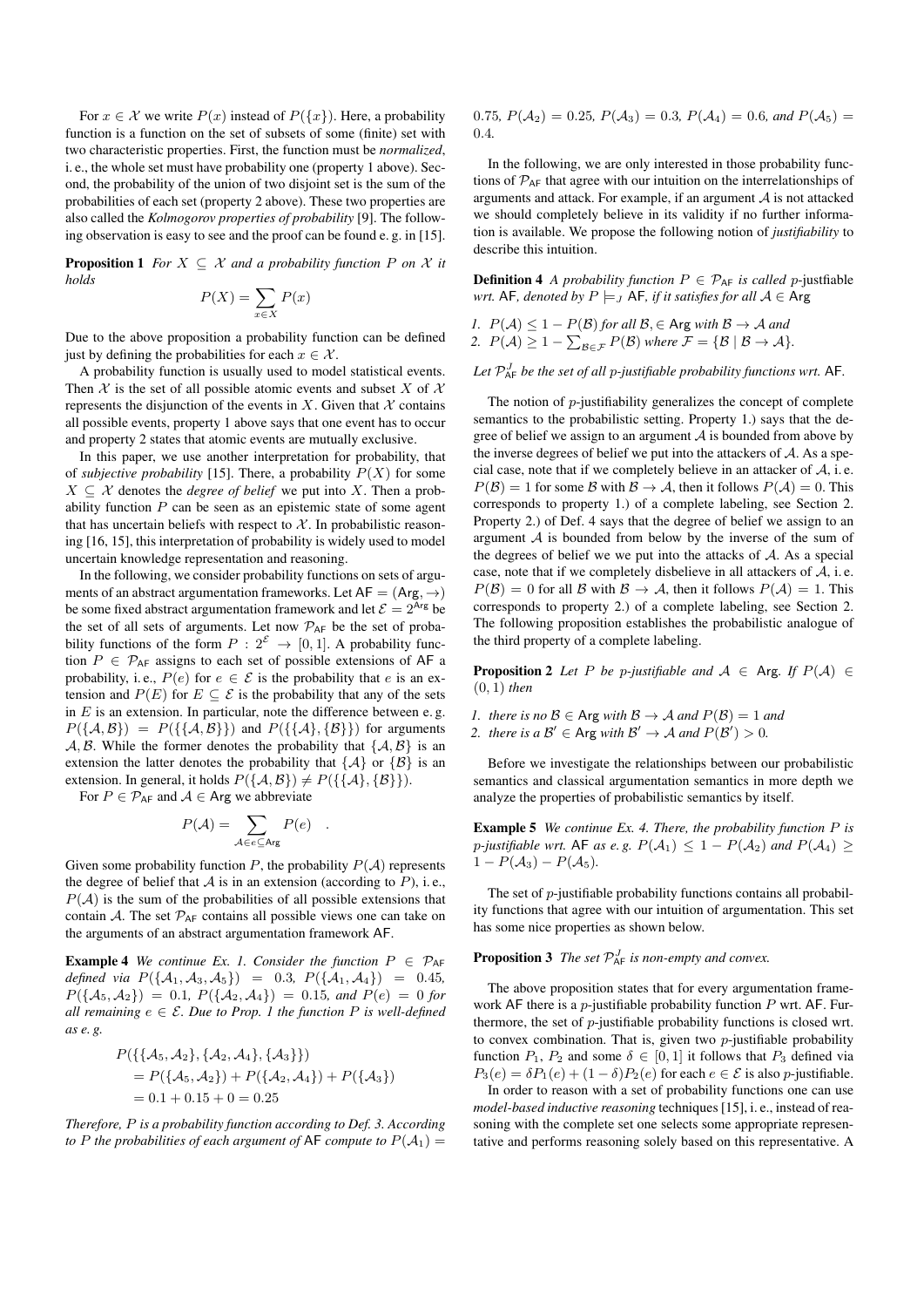For $x \in \mathcal{X}$ we write $P(x)$ instead of $P(\{x\})$. Here, a probability function is a function on the set of subsets of some (finite) set with two characteristic properties. First, the function must be *normalized*, i. e., the whole set must have probability one (property 1 above). Second, the probability of the union of two disjoint set is the sum of the probabilities of each set (property 2 above). These two properties are also called the *Kolmogorov properties of probability* [9]. The following observation is easy to see and the proof can be found e. g. in [15].

**Proposition 1** *For $X \subseteq \mathcal{X}$ and a probability function $P$ on $\mathcal{X}$ it holds*

$$P(X) = \sum_{x \in X} P(x)$$

Due to the above proposition a probability function can be defined just by defining the probabilities for each $x \in \mathcal{X}$.

A probability function is usually used to model statistical events. Then $\mathcal{X}$ is the set of all possible atomic events and subset $X$ of $\mathcal{X}$ represents the disjunction of the events in $X$. Given that $\mathcal{X}$ contains all possible events, property 1 above says that one event has to occur and property 2 states that atomic events are mutually exclusive.

In this paper, we use another interpretation for probability, that of *subjective probability* [15]. There, a probability $P(X)$ for some $X \subseteq \mathcal{X}$ denotes the *degree of belief* we put into $X$. Then a probability function $P$ can be seen as an epistemic state of some agent that has uncertain beliefs with respect to $\mathcal{X}$. In probabilistic reasoning [16, 15], this interpretation of probability is widely used to model uncertain knowledge representation and reasoning.

In the following, we consider probability functions on sets of arguments of an abstract argumentation frameworks. Let $\mathsf{AF} = (\mathsf{Arg}, \rightarrow)$ be some fixed abstract argumentation framework and let $\mathcal{E} = 2^{\mathsf{Arg}}$ be the set of all sets of arguments. Let now $\mathcal{P}_{\mathsf{AF}}$ be the set of probability functions of the form $P : 2^{\mathcal{E}} \rightarrow [0, 1]$. A probability function $P \in \mathcal{P}_{\mathsf{AF}}$ assigns to each set of possible extensions of $\mathsf{AF}$ a probability, i. e., $P(e)$ for $e \in \mathcal{E}$ is the probability that $e$ is an extension and $P(E)$ for $E \subseteq \mathcal{E}$ is the probability that any of the sets in $E$ is an extension. In particular, note the difference between e. g. $P(\{\mathcal{A}, \mathcal{B}\}) = P(\{\{\mathcal{A}, \mathcal{B}\}\})$ and $P(\{\{\mathcal{A}\}, \{\mathcal{B}\}\})$ for arguments $\mathcal{A}, \mathcal{B}$. While the former denotes the probability that $\{\mathcal{A}, \mathcal{B}\}$ is an extension the latter denotes the probability that $\{\mathcal{A}\}$ or $\{\mathcal{B}\}$ is an extension. In general, it holds $P(\{\mathcal{A}, \mathcal{B}\}) \neq P(\{\{\mathcal{A}\}, \{\mathcal{B}\}\})$.

For $P \in \mathcal{P}_{\mathsf{AF}}$ and $\mathcal{A} \in \mathsf{Arg}$ we abbreviate

$$P(\mathcal{A}) = \sum_{\mathcal{A} \in e \subseteq \mathsf{Arg}} P(e) \quad .$$

Given some probability function $P$, the probability $P(\mathcal{A})$ represents the degree of belief that $\mathcal{A}$ is in an extension (according to $P$), i. e., $P(\mathcal{A})$ is the sum of the probabilities of all possible extensions that contain $\mathcal{A}$. The set $\mathcal{P}_{\mathsf{AF}}$ contains all possible views one can take on the arguments of an abstract argumentation framework $\mathsf{AF}$.

**Example 4** *We continue Ex. 1. Consider the function $P \in \mathcal{P}_{\mathsf{AF}}$ defined via $P(\{\mathcal{A}_1, \mathcal{A}_3, \mathcal{A}_5\}) = 0.3$, $P(\{\mathcal{A}_1, \mathcal{A}_4\}) = 0.45$, $P(\{\mathcal{A}_5, \mathcal{A}_2\}) = 0.1$, $P(\{\mathcal{A}_2, \mathcal{A}_4\}) = 0.15$, and $P(e) = 0$ for all remaining $e \in \mathcal{E}$. Due to Prop. 1 the function $P$ is well-defined as e. g.*

$$\begin{aligned}
&P(\{\{\mathcal{A}_5, \mathcal{A}_2\}, \{\mathcal{A}_2, \mathcal{A}_4\}, \{\mathcal{A}_3\}\}) \\
&= P(\{\mathcal{A}_5, \mathcal{A}_2\}) + P(\{\mathcal{A}_2, \mathcal{A}_4\}) + P(\{\mathcal{A}_3\}) \\
&= 0.1 + 0.15 + 0 = 0.25
\end{aligned}$$

*Therefore, $P$ is a probability function according to Def. 3. According to $P$ the probabilities of each argument of $\mathsf{AF}$ compute to $P(\mathcal{A}_1) = 0.75$, $P(\mathcal{A}_2) = 0.25$, $P(\mathcal{A}_3) = 0.3$, $P(\mathcal{A}_4) = 0.6$, and $P(\mathcal{A}_5) = 0.4$.*

In the following, we are only interested in those probability functions of $\mathcal{P}_{\mathsf{AF}}$ that agree with our intuition on the interrelationships of arguments and attack. For example, if an argument $\mathcal{A}$ is not attacked we should completely believe in its validity if no further information is available. We propose the following notion of *justifiability* to describe this intuition.

**Definition 4** *A probability function $P \in \mathcal{P}_{\mathsf{AF}}$ is called $p$-justfiable wrt. $\mathsf{AF}$, denoted by $P \models_J \mathsf{AF}$, if it satisfies for all $\mathcal{A} \in \mathsf{Arg}$*

1. *$P(\mathcal{A}) \leq 1 - P(\mathcal{B})$ for all $\mathcal{B}, \in \mathsf{Arg}$ with $\mathcal{B} \rightarrow \mathcal{A}$ and*
2. *$P(\mathcal{A}) \geq 1 - \sum_{\mathcal{B} \in \mathcal{F}} P(\mathcal{B})$ where $\mathcal{F} = \{\mathcal{B} \mid \mathcal{B} \rightarrow \mathcal{A}\}$.*

*Let $\mathcal{P}^J_{\mathsf{AF}}$ be the set of all $p$-justifiable probability functions wrt. $\mathsf{AF}$.*

The notion of $p$-justifiability generalizes the concept of complete semantics to the probabilistic setting. Property 1.) says that the degree of belief we assign to an argument $\mathcal{A}$ is bounded from above by the inverse degrees of belief we put into the attackers of $\mathcal{A}$. As a special case, note that if we completely believe in an attacker of $\mathcal{A}$, i. e. $P(\mathcal{B}) = 1$ for some $\mathcal{B}$ with $\mathcal{B} \rightarrow \mathcal{A}$, then it follows $P(\mathcal{A}) = 0$. This corresponds to property 1.) of a complete labeling, see Section 2. Property 2.) of Def. 4 says that the degree of belief we assign to an argument $\mathcal{A}$ is bounded from below by the inverse of the sum of the degrees of belief we we put into the attacks of $\mathcal{A}$. As a special case, note that if we completely disbelieve in all attackers of $\mathcal{A}$, i. e. $P(\mathcal{B}) = 0$ for all $\mathcal{B}$ with $\mathcal{B} \rightarrow \mathcal{A}$, then it follows $P(\mathcal{A}) = 1$. This corresponds to property 2.) of a complete labeling, see Section 2. The following proposition establishes the probabilistic analogue of the third property of a complete labeling.

**Proposition 2** *Let $P$ be $p$-justifiable and $\mathcal{A} \in \mathsf{Arg}$. If $P(\mathcal{A}) \in (0, 1)$ then*

1. *there is no $\mathcal{B} \in \mathsf{Arg}$ with $\mathcal{B} \rightarrow \mathcal{A}$ and $P(\mathcal{B}) = 1$ and*
2. *there is a $\mathcal{B}' \in \mathsf{Arg}$ with $\mathcal{B}' \rightarrow \mathcal{A}$ and $P(\mathcal{B}') > 0$.*

Before we investigate the relationships between our probabilistic semantics and classical argumentation semantics in more depth we analyze the properties of probabilistic semantics by itself.

**Example 5** *We continue Ex. 4. There, the probability function $P$ is $p$-justifiable wrt. $\mathsf{AF}$ as e. g. $P(\mathcal{A}_1) \leq 1 - P(\mathcal{A}_2)$ and $P(\mathcal{A}_4) \geq 1 - P(\mathcal{A}_3) - P(\mathcal{A}_5)$.*

The set of $p$-justifiable probability functions contains all probability functions that agree with our intuition of argumentation. This set has some nice properties as shown below.

**Proposition 3** *The set $\mathcal{P}^J_{\mathsf{AF}}$ is non-empty and convex.*

The above proposition states that for every argumentation framework $\mathsf{AF}$ there is a $p$-justifiable probability function $P$ wrt. $\mathsf{AF}$. Furthermore, the set of $p$-justifiable probability functions is closed wrt. to convex combination. That is, given two $p$-justifiable probability function $P_1$, $P_2$ and some $\delta \in [0, 1]$ it follows that $P_3$ defined via $P_3(e) = \delta P_1(e) + (1 - \delta) P_2(e)$ for each $e \in \mathcal{E}$ is also $p$-justifiable.

In order to reason with a set of probability functions one can use *model-based inductive reasoning* techniques [15], i. e., instead of reasoning with the complete set one selects some appropriate representative and performs reasoning solely based on this representative. A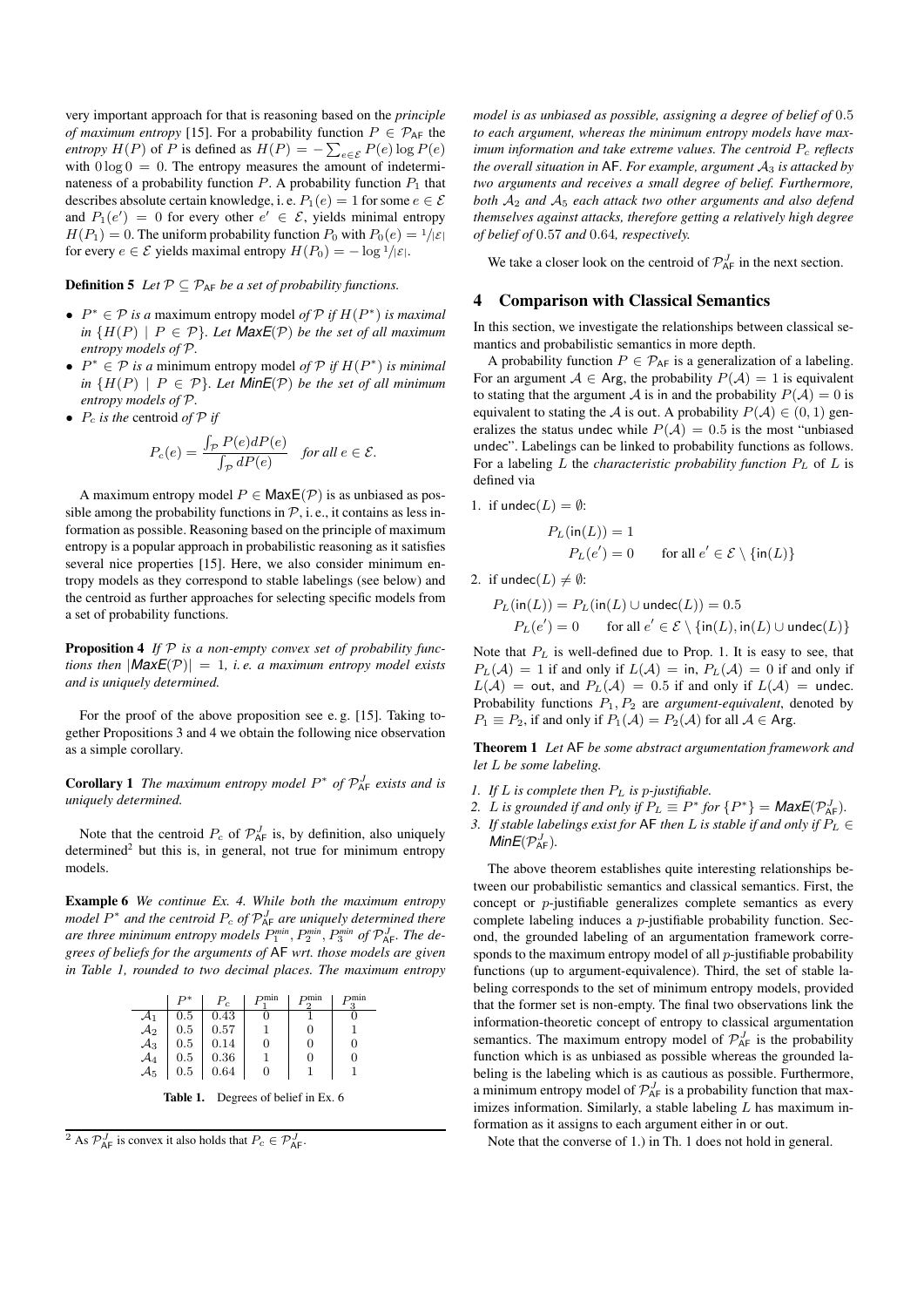very important approach for that is reasoning based on the *principle of maximum entropy* [15]. For a probability function $P \in \mathcal{P}_{\mathsf{AF}}$ the *entropy* $H(P)$ of $P$ is defined as $H(P) = -\sum_{e \in \mathcal{E}} P(e) \log P(e)$ with $0 \log 0 = 0$. The entropy measures the amount of indeterminateness of a probability function $P$. A probability function $P_1$ that describes absolute certain knowledge, i. e. $P_1(e) = 1$ for some $e \in \mathcal{E}$ and $P_1(e') = 0$ for every other $e' \in \mathcal{E}$, yields minimal entropy $H(P_1) = 0$. The uniform probability function $P_0$ with $P_0(e) = 1/|\mathcal{E}|$ for every $e \in \mathcal{E}$ yields maximal entropy $H(P_0) = -\log 1/|\mathcal{E}|$.

**Definition 5** *Let $\mathcal{P} \subseteq \mathcal{P}_{\mathsf{AF}}$ be a set of probability functions.*

- *$P^* \in \mathcal{P}$ is a* maximum entropy model *of $\mathcal{P}$ if $H(P^*)$ is maximal in $\{H(P) \mid P \in \mathcal{P}\}$. Let $\mathsf{MaxE}(\mathcal{P})$ be the set of all maximum entropy models of $\mathcal{P}$.*
- *$P^* \in \mathcal{P}$ is a* minimum entropy model *of $\mathcal{P}$ if $H(P^*)$ is minimal in $\{H(P) \mid P \in \mathcal{P}\}$. Let $\mathsf{MinE}(\mathcal{P})$ be the set of all minimum entropy models of $\mathcal{P}$.*
- *$P_c$ is the* centroid *of $\mathcal{P}$ if*

$$P_c(e) = \frac{\int_{\mathcal{P}} P(e) dP(e)}{\int_{\mathcal{P}} dP(e)} \quad \textit{for all } e \in \mathcal{E}.$$

A maximum entropy model $P \in \mathsf{MaxE}(\mathcal{P})$ is as unbiased as possible among the probability functions in $\mathcal{P}$, i. e., it contains as less information as possible. Reasoning based on the principle of maximum entropy is a popular approach in probabilistic reasoning as it satisfies several nice properties [15]. Here, we also consider minimum entropy models as they correspond to stable labelings (see below) and the centroid as further approaches for selecting specific models from a set of probability functions.

**Proposition 4** *If $\mathcal{P}$ is a non-empty convex set of probability functions then $|\mathsf{MaxE}(\mathcal{P})| = 1$, i. e. a maximum entropy model exists and is uniquely determined.*

For the proof of the above proposition see e. g. [15]. Taking together Propositions 3 and 4 we obtain the following nice observation as a simple corollary.

**Corollary 1** *The maximum entropy model $P^*$ of $\mathcal{P}^J_{\mathsf{AF}}$ exists and is uniquely determined.*

Note that the centroid $P_c$ of $\mathcal{P}^J_{\mathsf{AF}}$ is, by definition, also uniquely determined[2] but this is, in general, not true for minimum entropy models.

**Example 6** *We continue Ex. 4. While both the maximum entropy model $P^*$ and the centroid $P_c$ of $\mathcal{P}^J_{\mathsf{AF}}$ are uniquely determined there are three minimum entropy models $P^{min}_1, P^{min}_2, P^{min}_3$ of $\mathcal{P}^J_{\mathsf{AF}}$. The degrees of beliefs for the arguments of $\mathsf{AF}$ wrt. those models are given in Table 1, rounded to two decimal places. The maximum entropy model is as unbiased as possible, assigning a degree of belief of 0.5 to each argument, whereas the minimum entropy models have maximum information and take extreme values. The centroid $P_c$ reflects the overall situation in $\mathsf{AF}$. For example, argument $\mathcal{A}_3$ is attacked by two arguments and receives a small degree of belief. Furthermore, both $\mathcal{A}_2$ and $\mathcal{A}_5$ each attack two other arguments and also defend themselves against attacks, therefore getting a relatively high degree of belief of 0.57 and 0.64, respectively.*

| | $P^*$ | $P_c$ | $P_1^{\min}$ | $P_2^{\min}$ | $P_3^{\min}$ |
|---|---|---|---|---|---|
| $\mathcal{A}_1$ | 0.5 | 0.43 | 0 | 1 | 0 |
| $\mathcal{A}_2$ | 0.5 | 0.57 | 1 | 0 | 1 |
| $\mathcal{A}_3$ | 0.5 | 0.14 | 0 | 0 | 0 |
| $\mathcal{A}_4$ | 0.5 | 0.36 | 1 | 0 | 0 |
| $\mathcal{A}_5$ | 0.5 | 0.64 | 0 | 1 | 1 |

**Table 1.** Degrees of belief in Ex. 6

[2] As $\mathcal{P}^J_{\mathsf{AF}}$ is convex it also holds that $P_c \in \mathcal{P}^J_{\mathsf{AF}}$.

We take a closer look on the centroid of $\mathcal{P}^J_{\mathsf{AF}}$ in the next section.

## 4 Comparison with Classical Semantics

In this section, we investigate the relationships between classical semantics and probabilistic semantics in more depth.

A probability function $P \in \mathcal{P}_{\mathsf{AF}}$ is a generalization of a labeling. For an argument $\mathcal{A} \in \mathsf{Arg}$, the probability $P(\mathcal{A}) = 1$ is equivalent to stating that the argument $\mathcal{A}$ is in and the probability $P(\mathcal{A}) = 0$ is equivalent to stating the $\mathcal{A}$ is out. A probability $P(\mathcal{A}) \in (0, 1)$ generalizes the status undec while $P(\mathcal{A}) = 0.5$ is the most "unbiased undec". Labelings can be linked to probability functions as follows. For a labeling $L$ the *characteristic probability function* $P_L$ of $L$ is defined via

1. if $\mathsf{undec}(L) = \emptyset$:

$$P_L(\mathsf{in}(L)) = 1$$
$$P_L(e') = 0 \qquad \text{for all } e' \in \mathcal{E} \setminus \{\mathsf{in}(L)\}$$

2. if $\mathsf{undec}(L) \neq \emptyset$:

$$P_L(\mathsf{in}(L)) = P_L(\mathsf{in}(L) \cup \mathsf{undec}(L)) = 0.5$$
$$P_L(e') = 0 \qquad \text{for all } e' \in \mathcal{E} \setminus \{\mathsf{in}(L), \mathsf{in}(L) \cup \mathsf{undec}(L)\}$$

Note that $P_L$ is well-defined due to Prop. 1. It is easy to see, that $P_L(\mathcal{A}) = 1$ if and only if $L(\mathcal{A}) = \mathsf{in}$, $P_L(\mathcal{A}) = 0$ if and only if $L(\mathcal{A}) = \mathsf{out}$, and $P_L(\mathcal{A}) = 0.5$ if and only if $L(\mathcal{A}) = \mathsf{undec}$. Probability functions $P_1, P_2$ are *argument-equivalent*, denoted by $P_1 \equiv P_2$, if and only if $P_1(\mathcal{A}) = P_2(\mathcal{A})$ for all $\mathcal{A} \in \mathsf{Arg}$.

**Theorem 1** *Let $\mathsf{AF}$ be some abstract argumentation framework and let $L$ be some labeling.*

1. *If $L$ is complete then $P_L$ is p-justifiable.*
2. *$L$ is grounded if and only if $P_L \equiv P^*$ for $\{P^*\} = \mathsf{MaxE}(\mathcal{P}^J_{\mathsf{AF}})$.*
3. *If stable labelings exist for $\mathsf{AF}$ then $L$ is stable if and only if $P_L \in \mathsf{MinE}(\mathcal{P}^J_{\mathsf{AF}})$.*

The above theorem establishes quite interesting relationships between our probabilistic semantics and classical semantics. First, the concept or $p$-justifiable generalizes complete semantics as every complete labeling induces a $p$-justifiable probability function. Second, the grounded labeling of an argumentation framework corresponds to the maximum entropy model of all $p$-justifiable probability functions (up to argument-equivalence). Third, the set of stable labeling corresponds to the set of minimum entropy models, provided that the former set is non-empty. The final two observations link the information-theoretic concept of entropy to classical argumentation semantics. The maximum entropy model of $\mathcal{P}^J_{\mathsf{AF}}$ is the probability function which is as unbiased as possible whereas the grounded labeling is the labeling which is as cautious as possible. Furthermore, a minimum entropy model of $\mathcal{P}^J_{\mathsf{AF}}$ is a probability function that maximizes information. Similarly, a stable labeling $L$ has maximum information as it assigns to each argument either in or out.

Note that the converse of 1.) in Th. 1 does not hold in general.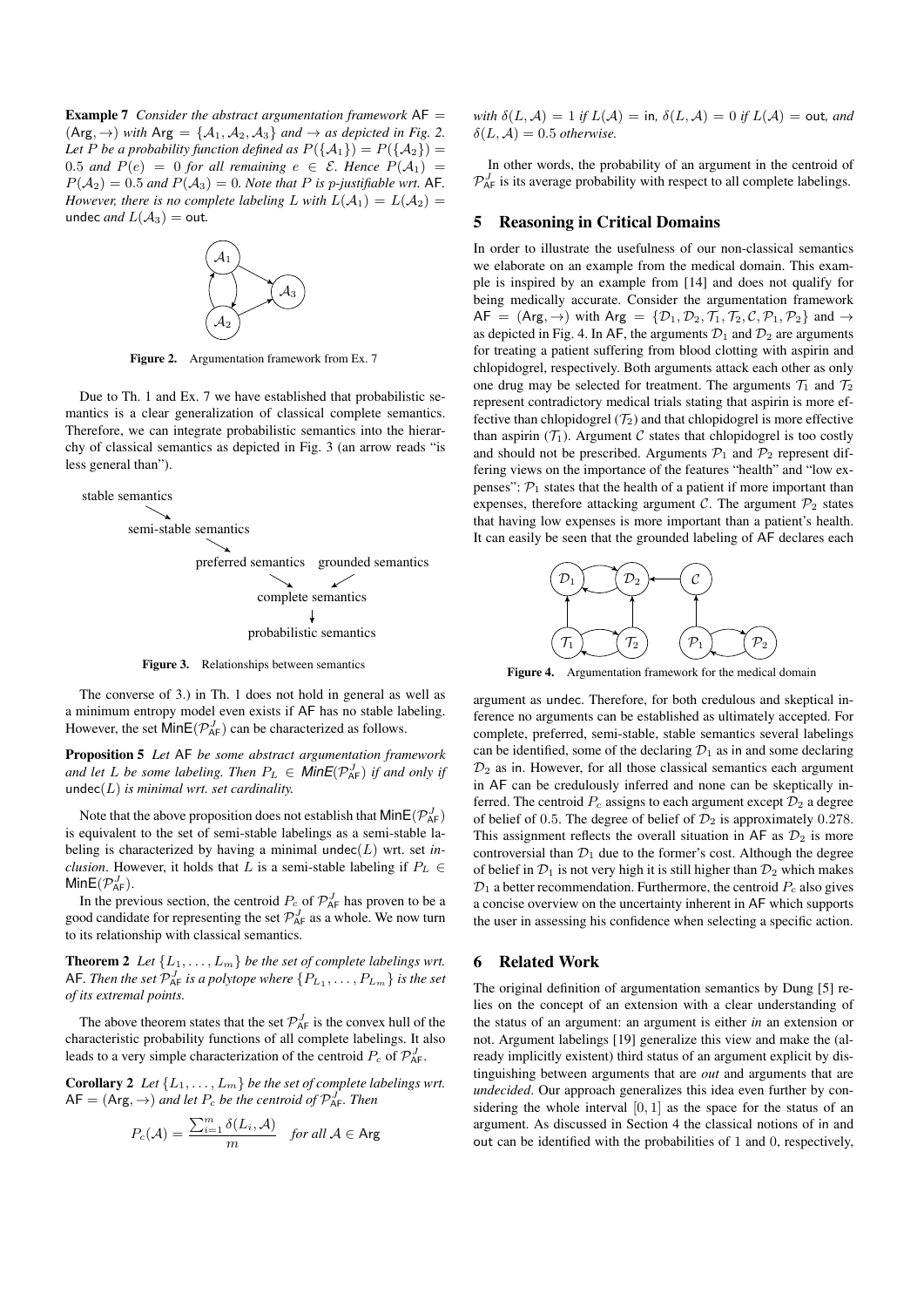**Example 7** *Consider the abstract argumentation framework* $\mathsf{AF} = (\mathsf{Arg}, \rightarrow)$ *with* $\mathsf{Arg} = \{\mathcal{A}_1, \mathcal{A}_2, \mathcal{A}_3\}$ *and* $\rightarrow$ *as depicted in Fig. 2. Let $P$ be a probability function defined as* $P(\{\mathcal{A}_1\}) = P(\{\mathcal{A}_2\}) = 0.5$ *and* $P(e) = 0$ *for all remaining* $e \in \mathcal{E}$*. Hence* $P(\mathcal{A}_1) = P(\mathcal{A}_2) = 0.5$ *and* $P(\mathcal{A}_3) = 0$*. Note that $P$ is $p$-justifiable wrt.* $\mathsf{AF}$*. However, there is no complete labeling $L$ with* $L(\mathcal{A}_1) = L(\mathcal{A}_2) = \mathsf{undec}$ *and* $L(\mathcal{A}_3) = \mathsf{out}$*.*

**Figure 2.** Argumentation framework from Ex. 7

Due to Th. 1 and Ex. 7 we have established that probabilistic semantics is a clear generalization of classical complete semantics. Therefore, we can integrate probabilistic semantics into the hierarchy of classical semantics as depicted in Fig. 3 (an arrow reads "is less general than").

stable semantics → semi-stable semantics → preferred semantics → complete semantics; grounded semantics → complete semantics; complete semantics → probabilistic semantics

**Figure 3.** Relationships between semantics

The converse of 3.) in Th. 1 does not hold in general as well as a minimum entropy model even exists if AF has no stable labeling. However, the set $\mathsf{MinE}(\mathcal{P}^J_{\mathsf{AF}})$ can be characterized as follows.

**Proposition 5** *Let* $\mathsf{AF}$ *be some abstract argumentation framework and let $L$ be some labeling. Then* $P_L \in \mathsf{MinE}(\mathcal{P}^J_{\mathsf{AF}})$ *if and only if* $\mathsf{undec}(L)$ *is minimal wrt. set cardinality.*

Note that the above proposition does not establish that $\mathsf{MinE}(\mathcal{P}^J_{\mathsf{AF}})$ is equivalent to the set of semi-stable labelings as a semi-stable labeling is characterized by having a minimal $\mathsf{undec}(L)$ wrt. set *inclusion*. However, it holds that $L$ is a semi-stable labeling if $P_L \in \mathsf{MinE}(\mathcal{P}^J_{\mathsf{AF}})$.

In the previous section, the centroid $P_c$ of $\mathcal{P}^J_{\mathsf{AF}}$ has proven to be a good candidate for representing the set $\mathcal{P}^J_{\mathsf{AF}}$ as a whole. We now turn to its relationship with classical semantics.

**Theorem 2** *Let* $\{L_1, \ldots, L_m\}$ *be the set of complete labelings wrt.* $\mathsf{AF}$*. Then the set* $\mathcal{P}^J_{\mathsf{AF}}$ *is a polytope where* $\{P_{L_1}, \ldots, P_{L_m}\}$ *is the set of its extremal points.*

The above theorem states that the set $\mathcal{P}^J_{\mathsf{AF}}$ is the convex hull of the characteristic probability functions of all complete labelings. It also leads to a very simple characterization of the centroid $P_c$ of $\mathcal{P}^J_{\mathsf{AF}}$.

**Corollary 2** *Let* $\{L_1, \ldots, L_m\}$ *be the set of complete labelings wrt.* $\mathsf{AF} = (\mathsf{Arg}, \rightarrow)$ *and let $P_c$ be the centroid of* $\mathcal{P}^J_{\mathsf{AF}}$*. Then*

$$P_c(\mathcal{A}) = \frac{\sum_{i=1}^{m} \delta(L_i, \mathcal{A})}{m} \quad \text{for all } \mathcal{A} \in \mathsf{Arg}$$

*with* $\delta(L, \mathcal{A}) = 1$ *if* $L(\mathcal{A}) = \mathsf{in}$*,* $\delta(L, \mathcal{A}) = 0$ *if* $L(\mathcal{A}) = \mathsf{out}$*, and* $\delta(L, \mathcal{A}) = 0.5$ *otherwise.*

In other words, the probability of an argument in the centroid of $\mathcal{P}^J_{\mathsf{AF}}$ is its average probability with respect to all complete labelings.

## 5 Reasoning in Critical Domains

In order to illustrate the usefulness of our non-classical semantics we elaborate on an example from the medical domain. This example is inspired by an example from [14] and does not qualify for being medically accurate. Consider the argumentation framework $\mathsf{AF} = (\mathsf{Arg}, \rightarrow)$ with $\mathsf{Arg} = \{\mathcal{D}_1, \mathcal{D}_2, \mathcal{T}_1, \mathcal{T}_2, \mathcal{C}, \mathcal{P}_1, \mathcal{P}_2\}$ and $\rightarrow$ as depicted in Fig. 4. In AF, the arguments $\mathcal{D}_1$ and $\mathcal{D}_2$ are arguments for treating a patient suffering from blood clotting with aspirin and chlopidogrel, respectively. Both arguments attack each other as only one drug may be selected for treatment. The arguments $\mathcal{T}_1$ and $\mathcal{T}_2$ represent contradictory medical trials stating that aspirin is more effective than chlopidogrel ($\mathcal{T}_2$) and that chlopidogrel is more effective than aspirin ($\mathcal{T}_1$). Argument $\mathcal{C}$ states that chlopidogrel is too costly and should not be prescribed. Arguments $\mathcal{P}_1$ and $\mathcal{P}_2$ represent differing views on the importance of the features "health" and "low expenses": $\mathcal{P}_1$ states that the health of a patient if more important than expenses, therefore attacking argument $\mathcal{C}$. The argument $\mathcal{P}_2$ states that having low expenses is more important than a patient's health. It can easily be seen that the grounded labeling of AF declares each argument as undec. Therefore, for both credulous and skeptical inference no arguments can be established as ultimately accepted. For complete, preferred, semi-stable, stable semantics several labelings can be identified, some of the declaring $\mathcal{D}_1$ as in and some declaring $\mathcal{D}_2$ as in. However, for all those classical semantics each argument in AF can be credulously inferred and none can be skeptically inferred. The centroid $P_c$ assigns to each argument except $\mathcal{D}_2$ a degree of belief of 0.5. The degree of belief of $\mathcal{D}_2$ is approximately 0.278. This assignment reflects the overall situation in AF as $\mathcal{D}_2$ is more controversial than $\mathcal{D}_1$ due to the former's cost. Although the degree of belief in $\mathcal{D}_1$ is not very high it is still higher than $\mathcal{D}_2$ which makes $\mathcal{D}_1$ a better recommendation. Furthermore, the centroid $P_c$ also gives a concise overview on the uncertainty inherent in AF which supports the user in assessing his confidence when selecting a specific action.

**Figure 4.** Argumentation framework for the medical domain

## 6 Related Work

The original definition of argumentation semantics by Dung [5] relies on the concept of an extension with a clear understanding of the status of an argument: an argument is either *in* an extension or not. Argument labelings [19] generalize this view and make the (already implicitly existent) third status of an argument explicit by distinguishing between arguments that are *out* and arguments that are *undecided*. Our approach generalizes this idea even further by considering the whole interval $[0, 1]$ as the space for the status of an argument. As discussed in Section 4 the classical notions of in and out can be identified with the probabilities of 1 and 0, respectively,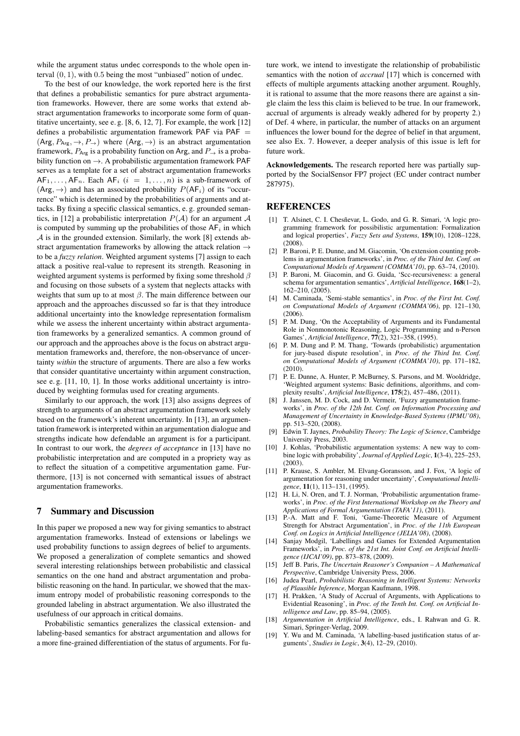while the argument status undec corresponds to the whole open interval $(0, 1)$, with $0.5$ being the most "unbiased" notion of undec.

To the best of our knowledge, the work reported here is the first that defines a probabilistic semantics for pure abstract argumentation frameworks. However, there are some works that extend abstract argumentation frameworks to incorporate some form of quantitative uncertainty, see e. g. [8, 6, 12, 7]. For example, the work [12] defines a probabilistic argumentation framework PAF via $\mathsf{PAF} = (\mathsf{Arg}, P_{\mathsf{Arg}}, \rightarrow, P_{\rightarrow})$ where $(\mathsf{Arg}, \rightarrow)$ is an abstract argumentation framework, $P_{\mathsf{Arg}}$ is a probability function on Arg, and $P_{\rightarrow}$ is a probability function on $\rightarrow$. A probabilistic argumentation framework PAF serves as a template for a set of abstract argumentation frameworks $\mathsf{AF}_1, \ldots, \mathsf{AF}_n$. Each $\mathsf{AF}_i$ $(i = 1, \ldots, n)$ is a sub-framework of $(\mathsf{Arg}, \rightarrow)$ and has an associated probability $P(\mathsf{AF}_i)$ of its "occurrence" which is determined by the probabilities of arguments and attacks. By fixing a specific classical semantics, e. g. grounded semantics, in [12] a probabilistic interpretation $P(\mathcal{A})$ for an argument $\mathcal{A}$ is computed by summing up the probabilities of those $\mathsf{AF}_i$ in which $\mathcal{A}$ is in the grounded extension. Similarly, the work [8] extends abstract argumentation frameworks by allowing the attack relation $\rightarrow$ to be a *fuzzy relation*. Weighted argument systems [7] assign to each attack a positive real-value to represent its strength. Reasoning in weighted argument systems is performed by fixing some threshold $\beta$ and focusing on those subsets of a system that neglects attacks with weights that sum up to at most $\beta$. The main difference between our approach and the approaches discussed so far is that they introduce additional uncertainty into the knowledge representation formalism while we assess the inherent uncertainty within abstract argumentation frameworks by a generalized semantics. A common ground of our approach and the approaches above is the focus on abstract argumentation frameworks and, therefore, the non-observance of uncertainty *within* the structure of arguments. There are also a few works that consider quantitative uncertainty within argument construction, see e. g. [11, 10, 1]. In those works additional uncertainty is introduced by weighting formulas used for creating arguments.

Similarly to our approach, the work [13] also assigns degrees of strength to arguments of an abstract argumentation framework solely based on the framework's inherent uncertainty. In [13], an argumentation framework is interpreted within an argumentation dialogue and strengths indicate how defendable an argument is for a participant. In contrast to our work, the *degrees of acceptance* in [13] have no probabilistic interpretation and are computed in a propriety way as to reflect the situation of a competitive argumentation game. Furthermore, [13] is not concerned with semantical issues of abstract argumentation frameworks.

## 7 Summary and Discussion

In this paper we proposed a new way for giving semantics to abstract argumentation frameworks. Instead of extensions or labelings we used probability functions to assign degrees of belief to arguments. We proposed a generalization of complete semantics and showed several interesting relationships between probabilistic and classical semantics on the one hand and abstract argumentation and probabilistic reasoning on the hand. In particular, we showed that the maximum entropy model of probabilistic reasoning corresponds to the grounded labeling in abstract argumentation. We also illustrated the usefulness of our approach in critical domains.

Probabilistic semantics generalizes the classical extension- and labeling-based semantics for abstract argumentation and allows for a more fine-grained differentiation of the status of arguments. For future work, we intend to investigate the relationship of probabilistic semantics with the notion of *accrual* [17] which is concerned with effects of multiple arguments attacking another argument. Roughly, it is rational to assume that the more reasons there are against a single claim the less this claim is believed to be true. In our framework, accrual of arguments is already weakly adhered for by property 2.) of Def. 4 where, in particular, the number of attacks on an argument influences the lower bound for the degree of belief in that argument, see also Ex. 7. However, a deeper analysis of this issue is left for future work.

**Acknowledgements.** The research reported here was partially supported by the SocialSensor FP7 project (EC under contract number 287975).

## REFERENCES

[1] T. Alsinet, C. I. Chesñevar, L. Godo, and G. R. Simari, 'A logic programming framework for possibilistic argumentation: Formalization and logical properties', *Fuzzy Sets and Systems*, **159**(10), 1208–1228, (2008).

[2] P. Baroni, P. E. Dunne, and M. Giacomin, 'On extension counting problems in argumentation frameworks', in *Proc. of the Third Int. Conf. on Computational Models of Argument (COMMA'10)*, pp. 63–74, (2010).

[3] P. Baroni, M. Giacomin, and G. Guida, 'Scc-recursiveness: a general schema for argumentation semantics', *Artificial Intelligence*, **168**(1–2), 162–210, (2005).

[4] M. Caminada, 'Semi-stable semantics', in *Proc. of the First Int. Conf. on Computational Models of Argument (COMMA'06)*, pp. 121–130, (2006).

[5] P. M. Dung, 'On the Acceptability of Arguments and its Fundamental Role in Nonmonotonic Reasoning, Logic Programming and n-Person Games', *Artificial Intelligence*, **77**(2), 321–358, (1995).

[6] P. M. Dung and P. M. Thang, 'Towards (probabilistic) argumentation for jury-based dispute resolution', in *Proc. of the Third Int. Conf. on Computational Models of Argument (COMMA'10)*, pp. 171–182, (2010).

[7] P. E. Dunne, A. Hunter, P. McBurney, S. Parsons, and M. Wooldridge, 'Weighted argument systems: Basic definitions, algorithms, and complexity results', *Artificial Intelligence*, **175**(2), 457–486, (2011).

[8] J. Janssen, M. D. Cock, and D. Vermeir, 'Fuzzy argumentation frameworks', in *Proc. of the 12th Int. Conf. on Information Processing and Management of Uncertainty in Knowledge-Based Systems (IPMU'08)*, pp. 513–520, (2008).

[9] Edwin T. Jaynes, *Probability Theory: The Logic of Science*, Cambridge University Press, 2003.

[10] J. Kohlas, 'Probabilistic argumentation systems: A new way to combine logic with probability', *Journal of Applied Logic*, **1**(3-4), 225–253, (2003).

[11] P. Krause, S. Ambler, M. Elvang-Goransson, and J. Fox, 'A logic of argumentation for reasoning under uncertainty', *Computational Intelligence*, **11**(1), 113–131, (1995).

[12] H. Li, N. Oren, and T. J. Norman, 'Probabilistic argumentation frameworks', in *Proc. of the First International Workshop on the Theory and Applications of Formal Argumentation (TAFA'11)*, (2011).

[13] P.-A. Matt and F. Toni, 'Game-Theoretic Measure of Argument Strength for Abstract Argumentation', in *Proc. of the 11th European Conf. on Logics in Artificial Intelligence (JELIA'08)*, (2008).

[14] Sanjay Modgil, 'Labellings and Games for Extended Argumentation Frameworks', in *Proc. of the 21st Int. Joint Conf. on Artificial Intelligence (IJCAI'09)*, pp. 873–878, (2009).

[15] Jeff B. Paris, *The Uncertain Reasoner's Companion – A Mathematical Perspective*, Cambridge University Press, 2006.

[16] Judea Pearl, *Probabilistic Reasoning in Intelligent Systems: Networks of Plausible Inference*, Morgan Kaufmann, 1998.

[17] H. Prakken, 'A Study of Accrual of Arguments, with Applications to Evidential Reasoning', in *Proc. of the Tenth Int. Conf. on Artificial Intelligence and Law*, pp. 85–94, (2005).

[18] *Argumentation in Artificial Intelligence*, eds., I. Rahwan and G. R. Simari, Springer-Verlag, 2009.

[19] Y. Wu and M. Caminada, 'A labelling-based justification status of arguments', *Studies in Logic*, **3**(4), 12–29, (2010).